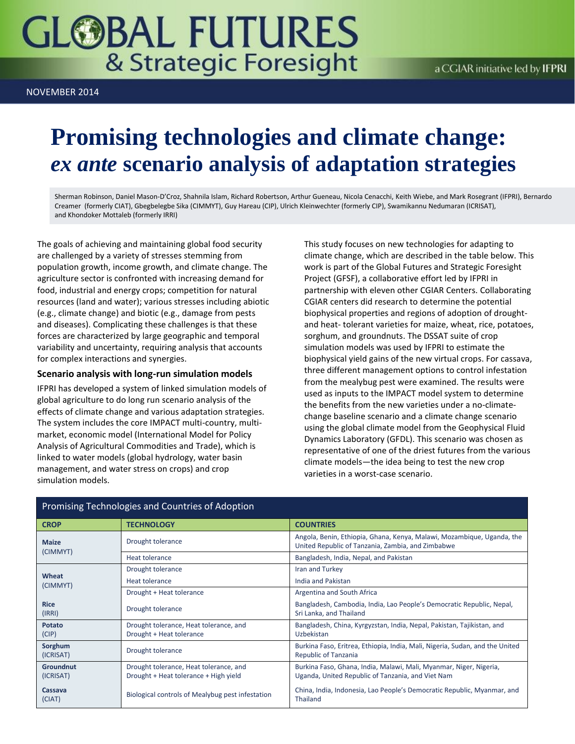# GLOBAL FUTURES & Strategic Foresight

a CGIAR initiative led by IFPRI

NOVEMBER 2014

# Promising technologies and climate change: *ex ante* scenario analysis of adaptation strategies

Sherman Robinson, Daniel Mason-D'Croz, Shahnila Islam, Richard Robertson, Arthur Gueneau, Nicola Cenacchi, Keith Wiebe, and Mark Rosegrant (IFPRI), Bernardo Creamer (formerly CIAT), Gbegbelegbe Sika (CIMMYT), Guy Hareau (CIP), Ulrich Kleinwechter (formerly CIP), Swamikannu Nedumaran (ICRISAT), and Khondoker Mottaleb (formerly IRRI)

The goals of achieving and maintaining global food security are challenged by a variety of stresses stemming from population growth, income growth, and climate change. The agriculture sector is confronted with increasing demand for food, industrial and energy crops; competition for natural resources (land and water); various stresses including abiotic (e.g., climate change) and biotic (e.g., damage from pests and diseases). Complicating these challenges is that these forces are characterized by large geographic and temporal variability and uncertainty, requiring analysis that accounts for complex interactions and synergies.

### Scenario analysis with long-run simulation models

IFPRI has developed a system of linked simulation models of global agriculture to do long run scenario analysis of the effects of climate change and various adaptation strategies. The system includes the core IMPACT multi-country, multi-market, economic model (International Model for Policy Analysis of Agricultural Commodities and Trade), which is linked to water models (global hydrology, water basin management, and water stress on crops) and crop simulation models.

This study focuses on new technologies for adapting to climate change, which are described in the table below. This work is part of the Global Futures and Strategic Foresight Project (GFSF), a collaborative effort led by IFPRI in partnership with eleven other CGIAR Centers. Collaborating CGIAR centers did research to determine the potential biophysical properties and regions of adoption of drought- and heat- tolerant varieties for maize, wheat, rice, potatoes, sorghum, and groundnuts. The DSSAT suite of crop simulation models was used by IFPRI to estimate the biophysical yield gains of the new virtual crops. For cassava, three different management options to control infestation from the mealybug pest were examined. The results were used as inputs to the IMPACT model system to determine the benefits from the new varieties under a no-climate-change baseline scenario and a climate change scenario using the global climate model from the Geophysical Fluid Dynamics Laboratory (GFDL). This scenario was chosen as representative of one of the driest futures from the various climate models—the idea being to test the new crop varieties in a worst-case scenario.

**Promising Technologies and Countries of Adoption**

| CROP | TECHNOLOGY | COUNTRIES |
|---|---|---|
| **Maize** (CIMMYT) | Drought tolerance | Angola, Benin, Ethiopia, Ghana, Kenya, Malawi, Mozambique, Uganda, the United Republic of Tanzania, Zambia, and Zimbabwe |
| | Heat tolerance | Bangladesh, India, Nepal, and Pakistan |
| **Wheat** (CIMMYT) | Drought tolerance | Iran and Turkey |
| | Heat tolerance | India and Pakistan |
| | Drought + Heat tolerance | Argentina and South Africa |
| **Rice** (IRRI) | Drought tolerance | Bangladesh, Cambodia, India, Lao People's Democratic Republic, Nepal, Sri Lanka, and Thailand |
| **Potato** (CIP) | Drought tolerance, Heat tolerance, and Drought + Heat tolerance | Bangladesh, China, Kyrgyzstan, India, Nepal, Pakistan, Tajikistan, and Uzbekistan |
| **Sorghum** (ICRISAT) | Drought tolerance | Burkina Faso, Eritrea, Ethiopia, India, Mali, Nigeria, Sudan, and the United Republic of Tanzania |
| **Groundnut** (ICRISAT) | Drought tolerance, Heat tolerance, and Drought + Heat tolerance + High yield | Burkina Faso, Ghana, India, Malawi, Mali, Myanmar, Niger, Nigeria, Uganda, United Republic of Tanzania, and Viet Nam |
| **Cassava** (CIAT) | Biological controls of Mealybug pest infestation | China, India, Indonesia, Lao People's Democratic Republic, Myanmar, and Thailand |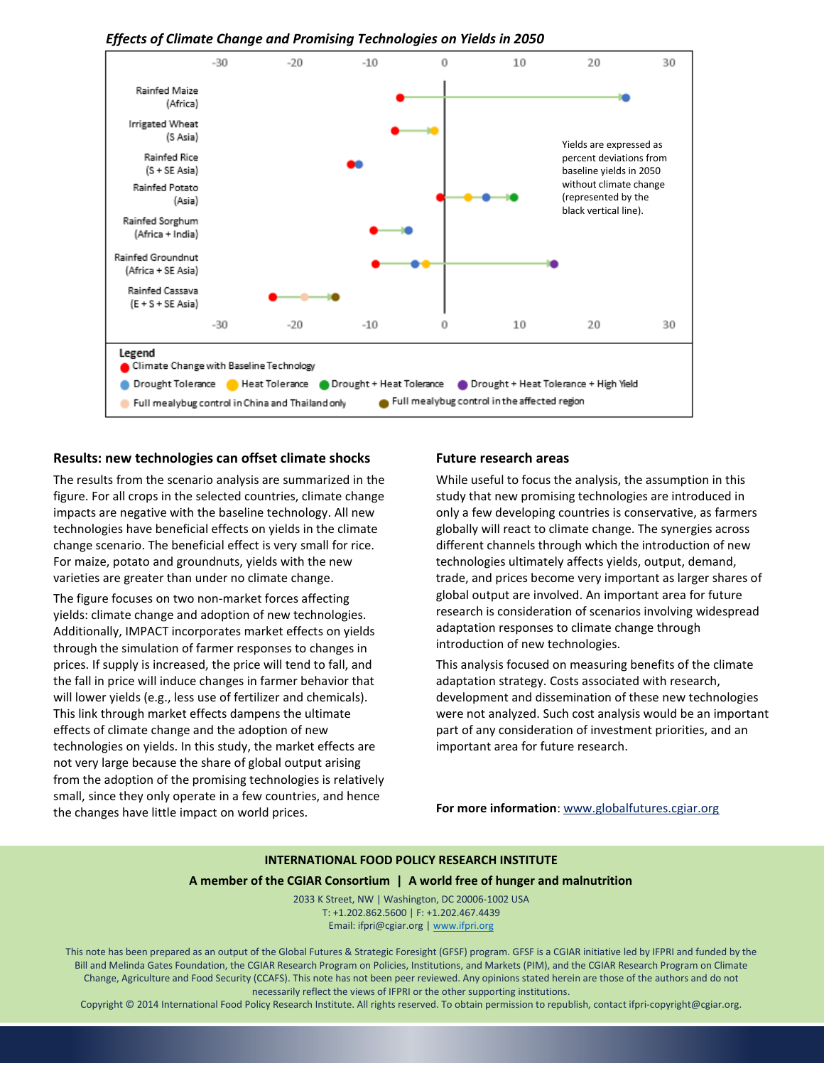*Effects of Climate Change and Promising Technologies on Yields in 2050*

-30 -20 -10 0 10 20 30

Rainfed Maize (Africa)

Irrigated Wheat (S Asia)

Rainfed Rice (S + SE Asia)

Rainfed Potato (Asia)

Rainfed Sorghum (Africa + India)

Rainfed Groundnut (Africa + SE Asia)

Rainfed Cassava (E + S + SE Asia)

-30 -20 -10 0 10 20 30

Yields are expressed as percent deviations from baseline yields in 2050 without climate change (represented by the black vertical line).

Legend

Climate Change with Baseline Technology

Drought Tolerance

Heat Tolerance

Drought + Heat Tolerance

Drought + Heat Tolerance + High Yield

Full mealybug control in China and Thailand only

Full mealybug control in the affected region

## Results: new technologies can offset climate shocks

The results from the scenario analysis are summarized in the figure. For all crops in the selected countries, climate change impacts are negative with the baseline technology. All new technologies have beneficial effects on yields in the climate change scenario. The beneficial effect is very small for rice. For maize, potato and groundnuts, yields with the new varieties are greater than under no climate change.

The figure focuses on two non-market forces affecting yields: climate change and adoption of new technologies. Additionally, IMPACT incorporates market effects on yields through the simulation of farmer responses to changes in prices. If supply is increased, the price will tend to fall, and the fall in price will induce changes in farmer behavior that will lower yields (e.g., less use of fertilizer and chemicals). This link through market effects dampens the ultimate effects of climate change and the adoption of new technologies on yields. In this study, the market effects are not very large because the share of global output arising from the adoption of the promising technologies is relatively small, since they only operate in a few countries, and hence the changes have little impact on world prices.

## Future research areas

While useful to focus the analysis, the assumption in this study that new promising technologies are introduced in only a few developing countries is conservative, as farmers globally will react to climate change. The synergies across different channels through which the introduction of new technologies ultimately affects yields, output, demand, trade, and prices become very important as larger shares of global output are involved. An important area for future research is consideration of scenarios involving widespread adaptation responses to climate change through introduction of new technologies.

This analysis focused on measuring benefits of the climate adaptation strategy. Costs associated with research, development and dissemination of these new technologies were not analyzed. Such cost analysis would be an important part of any consideration of investment priorities, and an important area for future research.

**For more information**: www.globalfutures.cgiar.org

**INTERNATIONAL FOOD POLICY RESEARCH INSTITUTE**

**A member of the CGIAR Consortium | A world free of hunger and malnutrition**

2033 K Street, NW | Washington, DC 20006-1002 USA
T: +1.202.862.5600 | F: +1.202.467.4439
Email: ifpri@cgiar.org | www.ifpri.org

This note has been prepared as an output of the Global Futures & Strategic Foresight (GFSF) program. GFSF is a CGIAR initiative led by IFPRI and funded by the Bill and Melinda Gates Foundation, the CGIAR Research Program on Policies, Institutions, and Markets (PIM), and the CGIAR Research Program on Climate Change, Agriculture and Food Security (CCAFS). This note has not been peer reviewed. Any opinions stated herein are those of the authors and do not necessarily reflect the views of IFPRI or the other supporting institutions.
Copyright © 2014 International Food Policy Research Institute. All rights reserved. To obtain permission to republish, contact ifpri-copyright@cgiar.org.